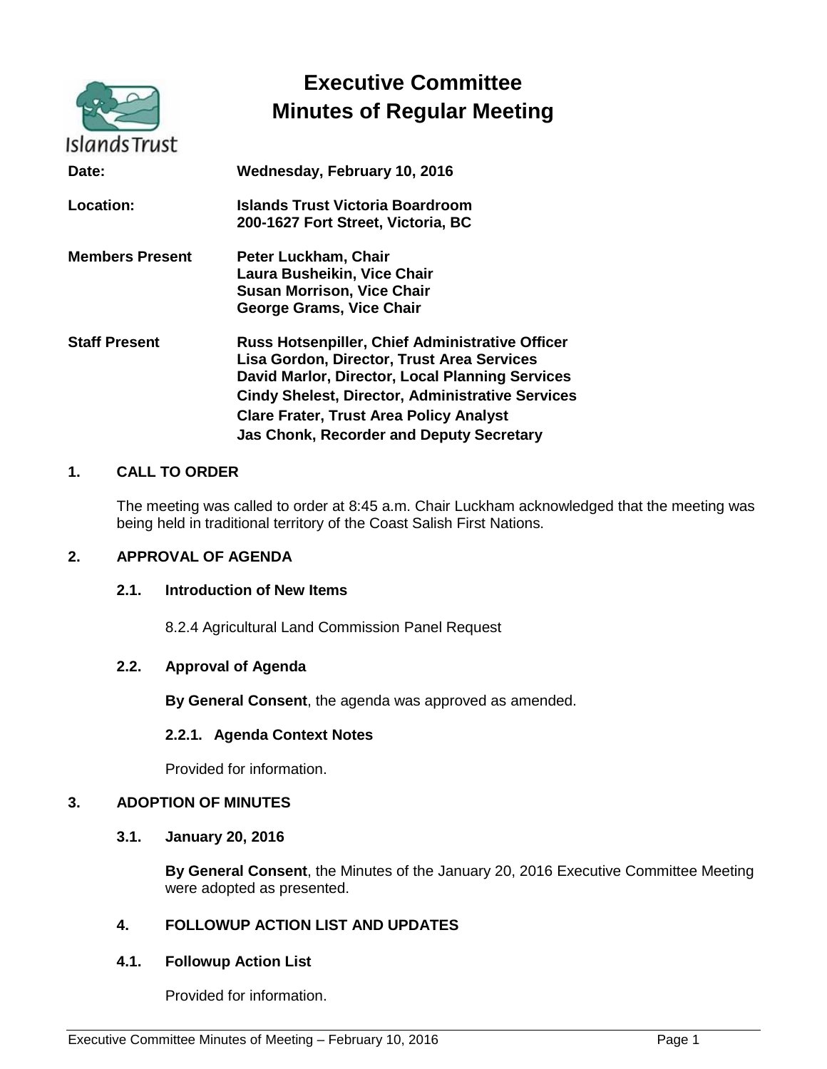# Executive Committee
# Minutes of Regular Meeting

Islands Trust

| | |
|---|---|
| **Date:** | **Wednesday, February 10, 2016** |
| **Location:** | **Islands Trust Victoria Boardroom**<br>**200-1627 Fort Street, Victoria, BC** |
| **Members Present** | **Peter Luckham, Chair**<br>**Laura Busheikin, Vice Chair**<br>**Susan Morrison, Vice Chair**<br>**George Grams, Vice Chair** |
| **Staff Present** | **Russ Hotsenpiller, Chief Administrative Officer**<br>**Lisa Gordon, Director, Trust Area Services**<br>**David Marlor, Director, Local Planning Services**<br>**Cindy Shelest, Director, Administrative Services**<br>**Clare Frater, Trust Area Policy Analyst**<br>**Jas Chonk, Recorder and Deputy Secretary** |

## 1. CALL TO ORDER

The meeting was called to order at 8:45 a.m. Chair Luckham acknowledged that the meeting was being held in traditional territory of the Coast Salish First Nations.

## 2. APPROVAL OF AGENDA

### 2.1. Introduction of New Items

8.2.4 Agricultural Land Commission Panel Request

### 2.2. Approval of Agenda

**By General Consent**, the agenda was approved as amended.

#### 2.2.1. Agenda Context Notes

Provided for information.

## 3. ADOPTION OF MINUTES

### 3.1. January 20, 2016

**By General Consent**, the Minutes of the January 20, 2016 Executive Committee Meeting were adopted as presented.

## 4. FOLLOWUP ACTION LIST AND UPDATES

### 4.1. Followup Action List

Provided for information.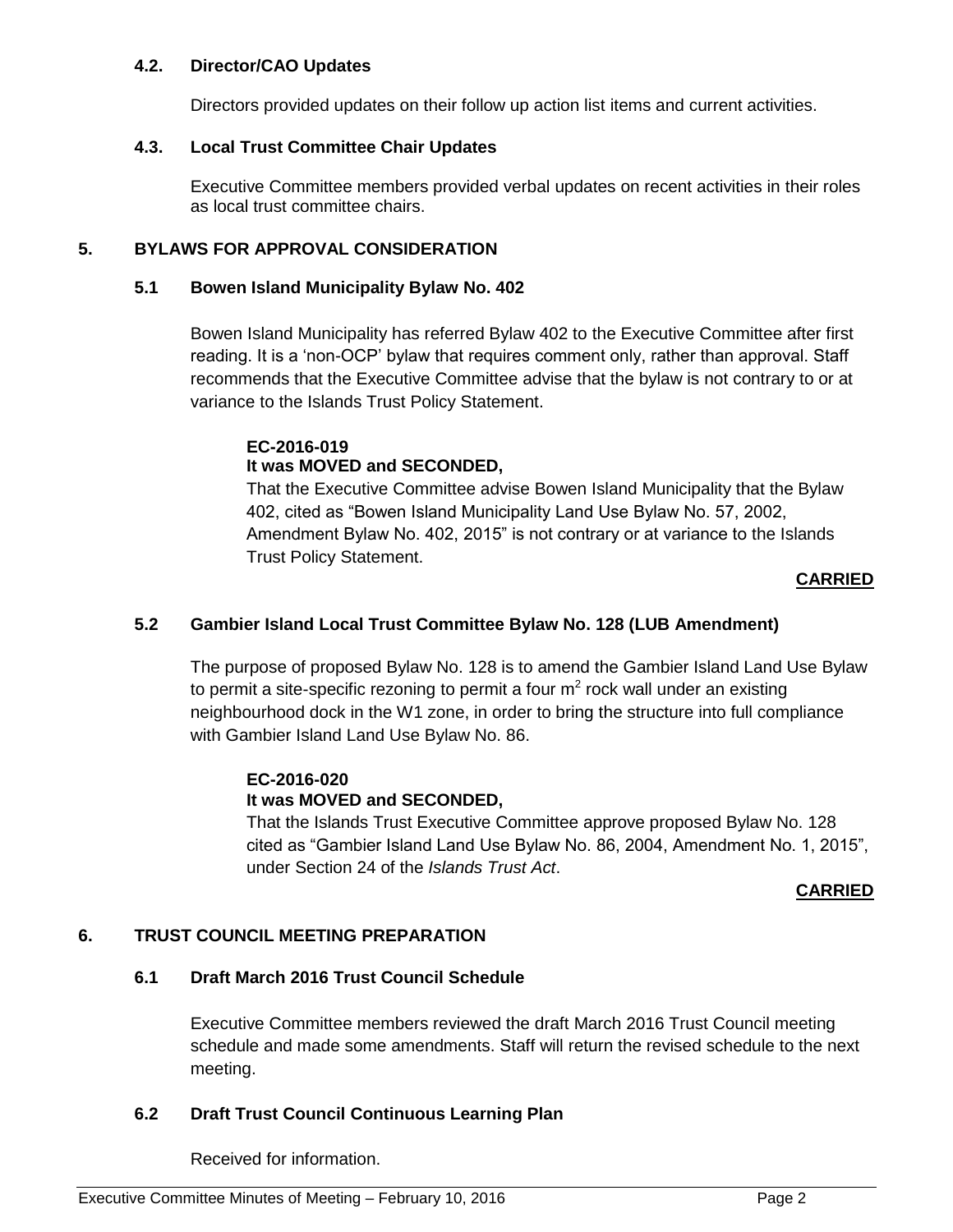### 4.2. Director/CAO Updates

Directors provided updates on their follow up action list items and current activities.

### 4.3. Local Trust Committee Chair Updates

Executive Committee members provided verbal updates on recent activities in their roles as local trust committee chairs.

## 5. BYLAWS FOR APPROVAL CONSIDERATION

### 5.1 Bowen Island Municipality Bylaw No. 402

Bowen Island Municipality has referred Bylaw 402 to the Executive Committee after first reading. It is a 'non-OCP' bylaw that requires comment only, rather than approval. Staff recommends that the Executive Committee advise that the bylaw is not contrary to or at variance to the Islands Trust Policy Statement.

**EC-2016-019**
**It was MOVED and SECONDED,**
That the Executive Committee advise Bowen Island Municipality that the Bylaw 402, cited as "Bowen Island Municipality Land Use Bylaw No. 57, 2002, Amendment Bylaw No. 402, 2015" is not contrary or at variance to the Islands Trust Policy Statement.

**CARRIED**

### 5.2 Gambier Island Local Trust Committee Bylaw No. 128 (LUB Amendment)

The purpose of proposed Bylaw No. 128 is to amend the Gambier Island Land Use Bylaw to permit a site-specific rezoning to permit a four $m^2$ rock wall under an existing neighbourhood dock in the W1 zone, in order to bring the structure into full compliance with Gambier Island Land Use Bylaw No. 86.

**EC-2016-020**
**It was MOVED and SECONDED,**
That the Islands Trust Executive Committee approve proposed Bylaw No. 128 cited as "Gambier Island Land Use Bylaw No. 86, 2004, Amendment No. 1, 2015", under Section 24 of the *Islands Trust Act*.

**CARRIED**

## 6. TRUST COUNCIL MEETING PREPARATION

### 6.1 Draft March 2016 Trust Council Schedule

Executive Committee members reviewed the draft March 2016 Trust Council meeting schedule and made some amendments. Staff will return the revised schedule to the next meeting.

### 6.2 Draft Trust Council Continuous Learning Plan

Received for information.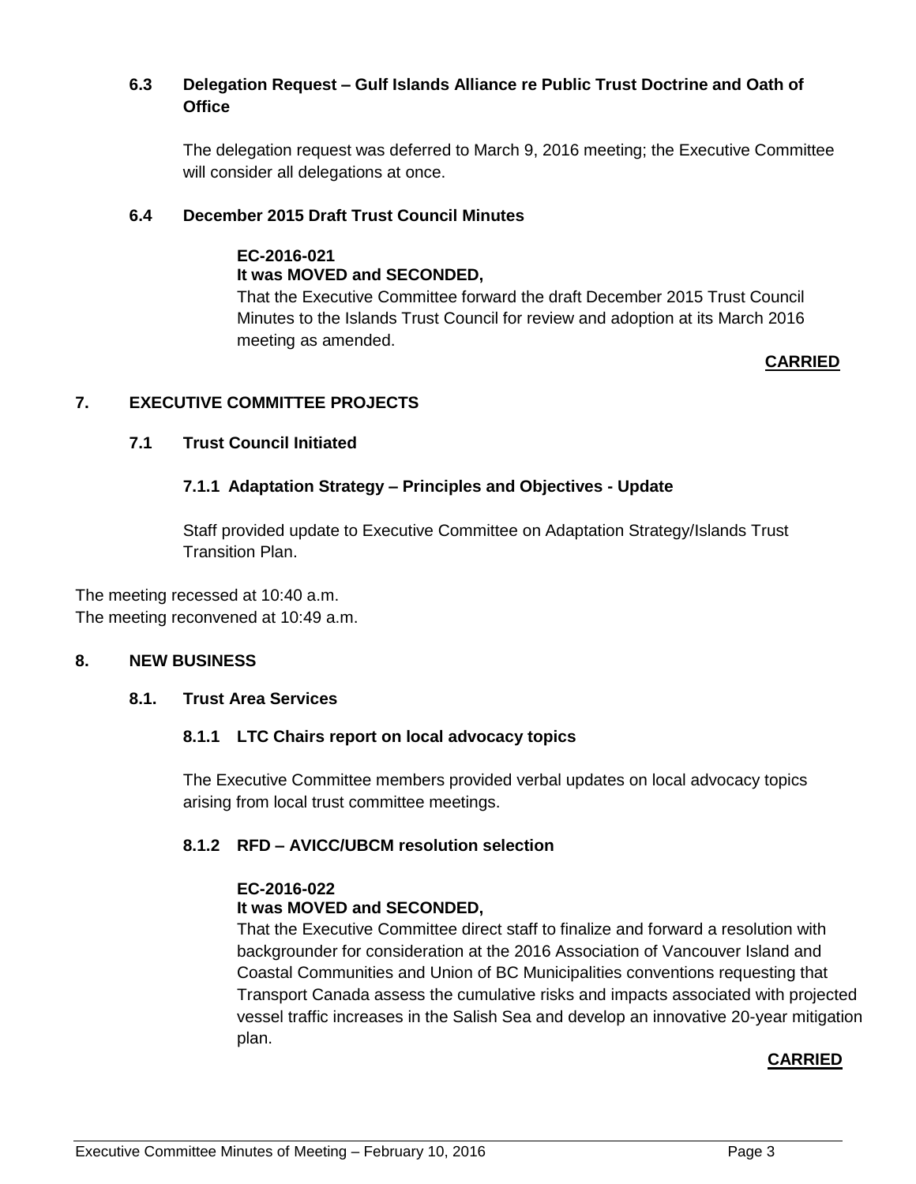### 6.3 Delegation Request – Gulf Islands Alliance re Public Trust Doctrine and Oath of Office

The delegation request was deferred to March 9, 2016 meeting; the Executive Committee will consider all delegations at once.

### 6.4 December 2015 Draft Trust Council Minutes

**EC-2016-021**
**It was MOVED and SECONDED,**
That the Executive Committee forward the draft December 2015 Trust Council Minutes to the Islands Trust Council for review and adoption at its March 2016 meeting as amended.

**CARRIED**

## 7. EXECUTIVE COMMITTEE PROJECTS

### 7.1 Trust Council Initiated

#### 7.1.1 Adaptation Strategy – Principles and Objectives - Update

Staff provided update to Executive Committee on Adaptation Strategy/Islands Trust Transition Plan.

The meeting recessed at 10:40 a.m.
The meeting reconvened at 10:49 a.m.

## 8. NEW BUSINESS

### 8.1. Trust Area Services

#### 8.1.1 LTC Chairs report on local advocacy topics

The Executive Committee members provided verbal updates on local advocacy topics arising from local trust committee meetings.

#### 8.1.2 RFD – AVICC/UBCM resolution selection

**EC-2016-022**
**It was MOVED and SECONDED,**
That the Executive Committee direct staff to finalize and forward a resolution with backgrounder for consideration at the 2016 Association of Vancouver Island and Coastal Communities and Union of BC Municipalities conventions requesting that Transport Canada assess the cumulative risks and impacts associated with projected vessel traffic increases in the Salish Sea and develop an innovative 20-year mitigation plan.

**CARRIED**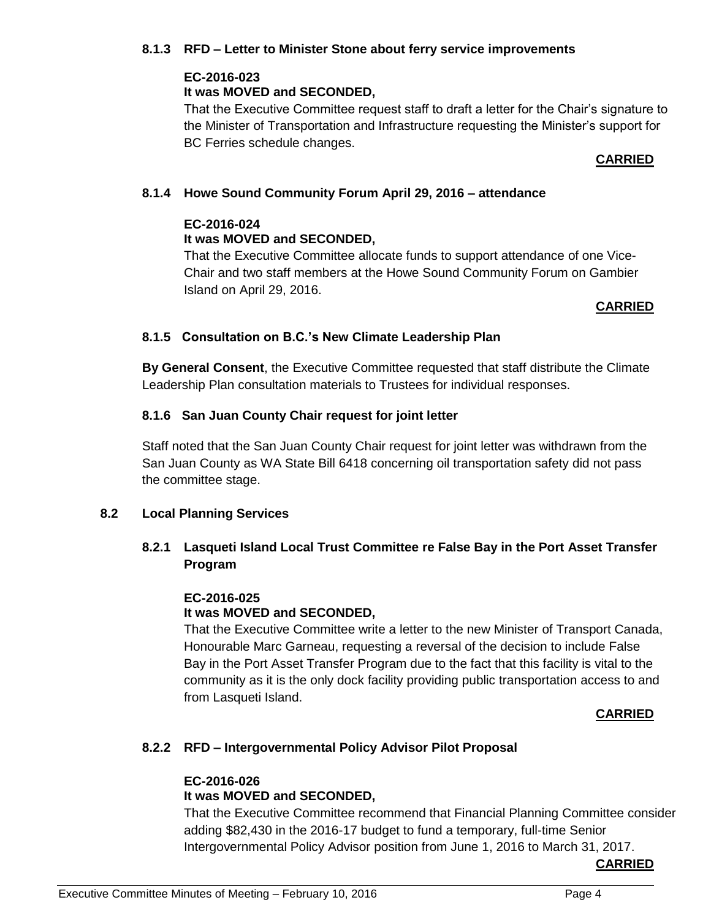#### 8.1.3 RFD – Letter to Minister Stone about ferry service improvements

**EC-2016-023**
**It was MOVED and SECONDED,**
That the Executive Committee request staff to draft a letter for the Chair's signature to the Minister of Transportation and Infrastructure requesting the Minister's support for BC Ferries schedule changes.

**CARRIED**

#### 8.1.4 Howe Sound Community Forum April 29, 2016 – attendance

**EC-2016-024**
**It was MOVED and SECONDED,**
That the Executive Committee allocate funds to support attendance of one Vice-Chair and two staff members at the Howe Sound Community Forum on Gambier Island on April 29, 2016.

**CARRIED**

#### 8.1.5 Consultation on B.C.'s New Climate Leadership Plan

**By General Consent**, the Executive Committee requested that staff distribute the Climate Leadership Plan consultation materials to Trustees for individual responses.

#### 8.1.6 San Juan County Chair request for joint letter

Staff noted that the San Juan County Chair request for joint letter was withdrawn from the San Juan County as WA State Bill 6418 concerning oil transportation safety did not pass the committee stage.

### 8.2 Local Planning Services

#### 8.2.1 Lasqueti Island Local Trust Committee re False Bay in the Port Asset Transfer Program

**EC-2016-025**
**It was MOVED and SECONDED,**
That the Executive Committee write a letter to the new Minister of Transport Canada, Honourable Marc Garneau, requesting a reversal of the decision to include False Bay in the Port Asset Transfer Program due to the fact that this facility is vital to the community as it is the only dock facility providing public transportation access to and from Lasqueti Island.

**CARRIED**

#### 8.2.2 RFD – Intergovernmental Policy Advisor Pilot Proposal

**EC-2016-026**
**It was MOVED and SECONDED,**
That the Executive Committee recommend that Financial Planning Committee consider adding $82,430 in the 2016-17 budget to fund a temporary, full-time Senior Intergovernmental Policy Advisor position from June 1, 2016 to March 31, 2017.

**CARRIED**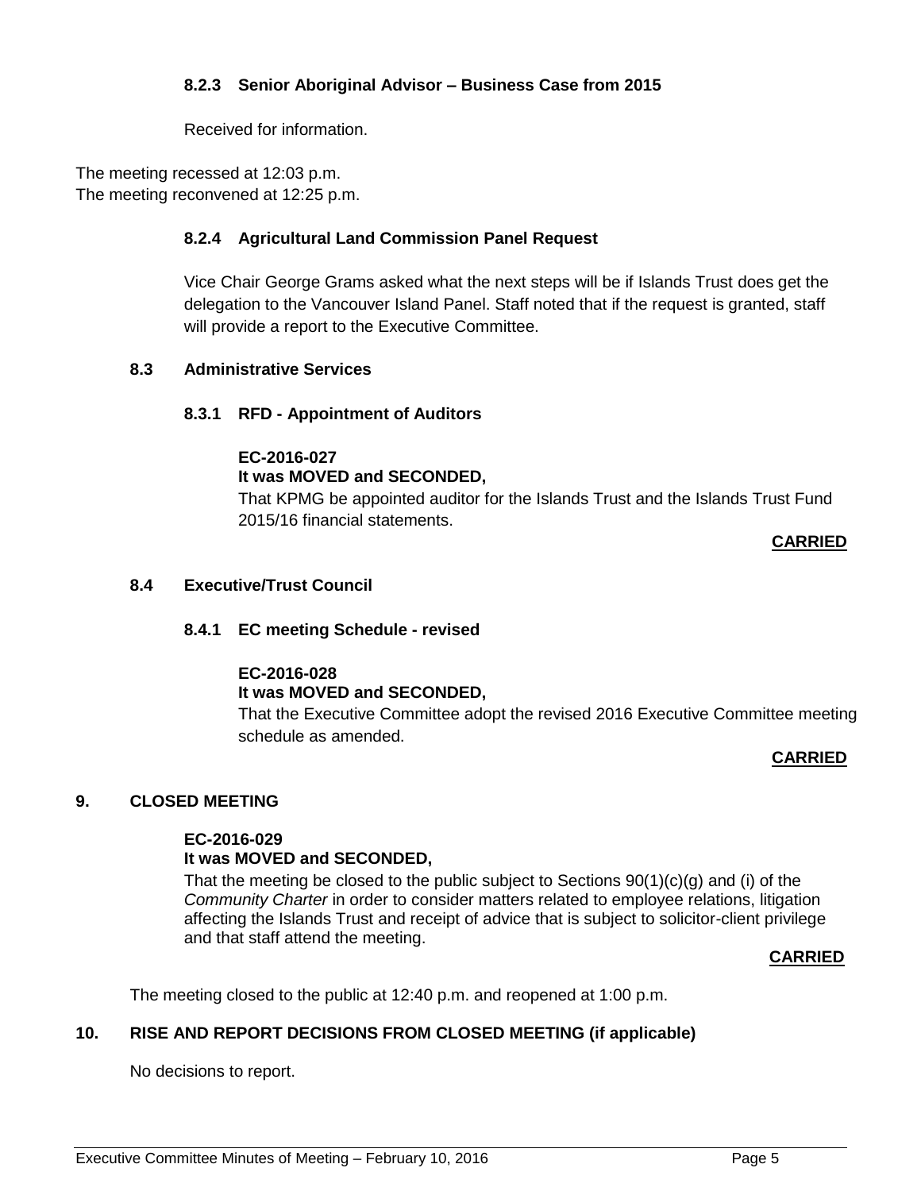#### 8.2.3 Senior Aboriginal Advisor – Business Case from 2015

Received for information.

The meeting recessed at 12:03 p.m.
The meeting reconvened at 12:25 p.m.

#### 8.2.4 Agricultural Land Commission Panel Request

Vice Chair George Grams asked what the next steps will be if Islands Trust does get the delegation to the Vancouver Island Panel. Staff noted that if the request is granted, staff will provide a report to the Executive Committee.

### 8.3 Administrative Services

#### 8.3.1 RFD - Appointment of Auditors

**EC-2016-027**
**It was MOVED and SECONDED,**
That KPMG be appointed auditor for the Islands Trust and the Islands Trust Fund 2015/16 financial statements.

**CARRIED**

### 8.4 Executive/Trust Council

#### 8.4.1 EC meeting Schedule - revised

**EC-2016-028**
**It was MOVED and SECONDED,**
That the Executive Committee adopt the revised 2016 Executive Committee meeting schedule as amended.

**CARRIED**

## 9. CLOSED MEETING

**EC-2016-029**
**It was MOVED and SECONDED,**
That the meeting be closed to the public subject to Sections 90(1)(c)(g) and (i) of the *Community Charter* in order to consider matters related to employee relations, litigation affecting the Islands Trust and receipt of advice that is subject to solicitor-client privilege and that staff attend the meeting.

**CARRIED**

The meeting closed to the public at 12:40 p.m. and reopened at 1:00 p.m.

## 10. RISE AND REPORT DECISIONS FROM CLOSED MEETING (if applicable)

No decisions to report.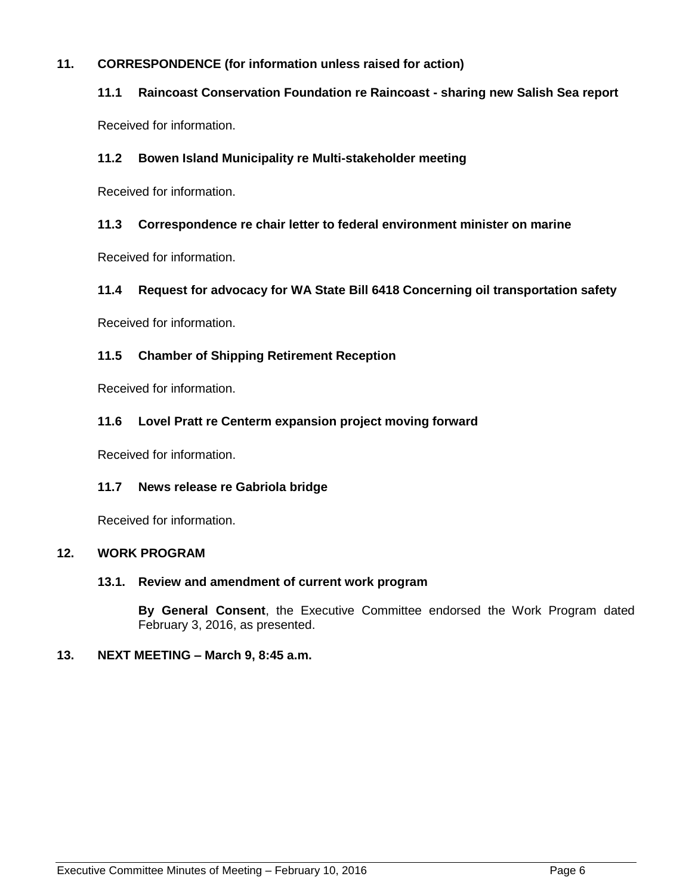## 11. CORRESPONDENCE (for information unless raised for action)

### 11.1 Raincoast Conservation Foundation re Raincoast - sharing new Salish Sea report

Received for information.

### 11.2 Bowen Island Municipality re Multi-stakeholder meeting

Received for information.

### 11.3 Correspondence re chair letter to federal environment minister on marine

Received for information.

### 11.4 Request for advocacy for WA State Bill 6418 Concerning oil transportation safety

Received for information.

### 11.5 Chamber of Shipping Retirement Reception

Received for information.

### 11.6 Lovel Pratt re Centerm expansion project moving forward

Received for information.

### 11.7 News release re Gabriola bridge

Received for information.

## 12. WORK PROGRAM

### 13.1. Review and amendment of current work program

**By General Consent**, the Executive Committee endorsed the Work Program dated February 3, 2016, as presented.

## 13. NEXT MEETING – March 9, 8:45 a.m.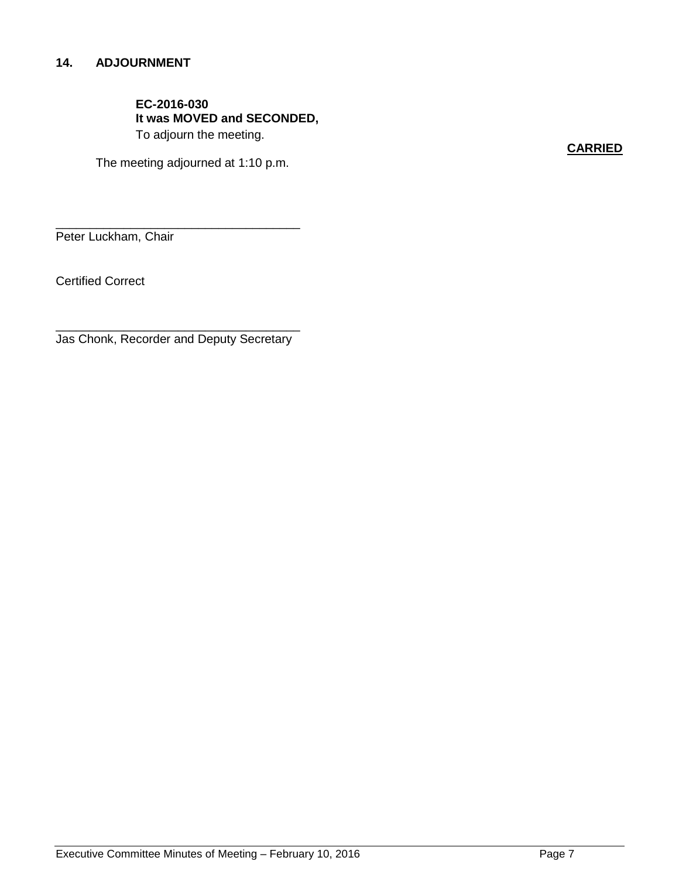## 14. ADJOURNMENT

**EC-2016-030**
**It was MOVED and SECONDED,**
To adjourn the meeting.

**CARRIED**

The meeting adjourned at 1:10 p.m.

\_\_\_\_\_\_\_\_\_\_\_\_\_\_\_\_\_\_\_\_\_\_\_\_\_\_\_\_\_\_\_\_\_\_\_\_
Peter Luckham, Chair

Certified Correct

\_\_\_\_\_\_\_\_\_\_\_\_\_\_\_\_\_\_\_\_\_\_\_\_\_\_\_\_\_\_\_\_\_\_\_\_
Jas Chonk, Recorder and Deputy Secretary